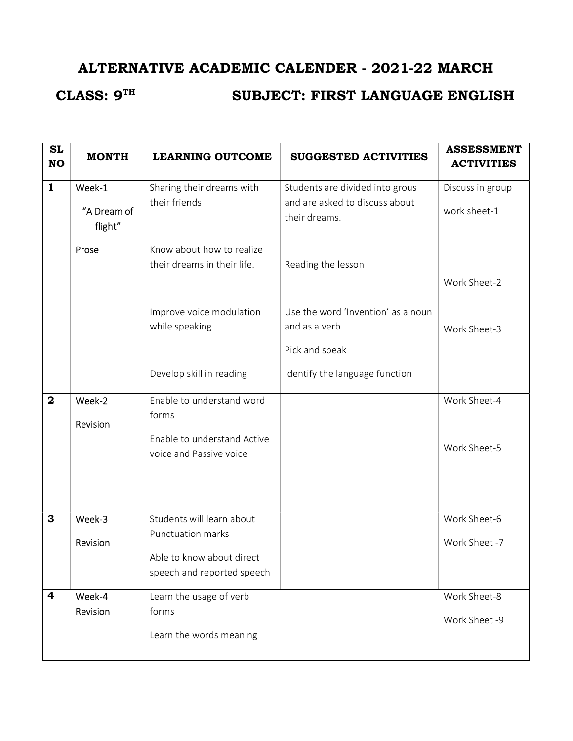# ALTERNATIVE ACADEMIC CALENDER - 2021-22 MARCH

## CLASS: 9TH SUBJECT: FIRST LANGUAGE ENGLISH

| SL NO | MONTH | LEARNING OUTCOME | SUGGESTED ACTIVITIES | ASSESSMENT ACTIVITIES |
|---|---|---|---|---|
| 1 | Week-1<br>"A Dream of flight"<br>Prose | Sharing their dreams with their friends<br><br>Know about how to realize their dreams in their life.<br><br>Improve voice modulation while speaking.<br><br>Develop skill in reading | Students are divided into grous and are asked to discuss about their dreams.<br><br>Reading the lesson<br><br>Use the word 'Invention' as a noun and as a verb<br>Pick and speak<br><br>Identify the language function | Discuss in group<br>work sheet-1<br><br>Work Sheet-2<br><br>Work Sheet-3 |
| 2 | Week-2<br>Revision | Enable to understand word forms<br>Enable to understand Active voice and Passive voice | | Work Sheet-4<br><br>Work Sheet-5 |
| 3 | Week-3<br>Revision | Students will learn about Punctuation marks<br>Able to know about direct speech and reported speech | | Work Sheet-6<br>Work Sheet -7 |
| 4 | Week-4<br>Revision | Learn the usage of verb forms<br>Learn the words meaning | | Work Sheet-8<br>Work Sheet -9 |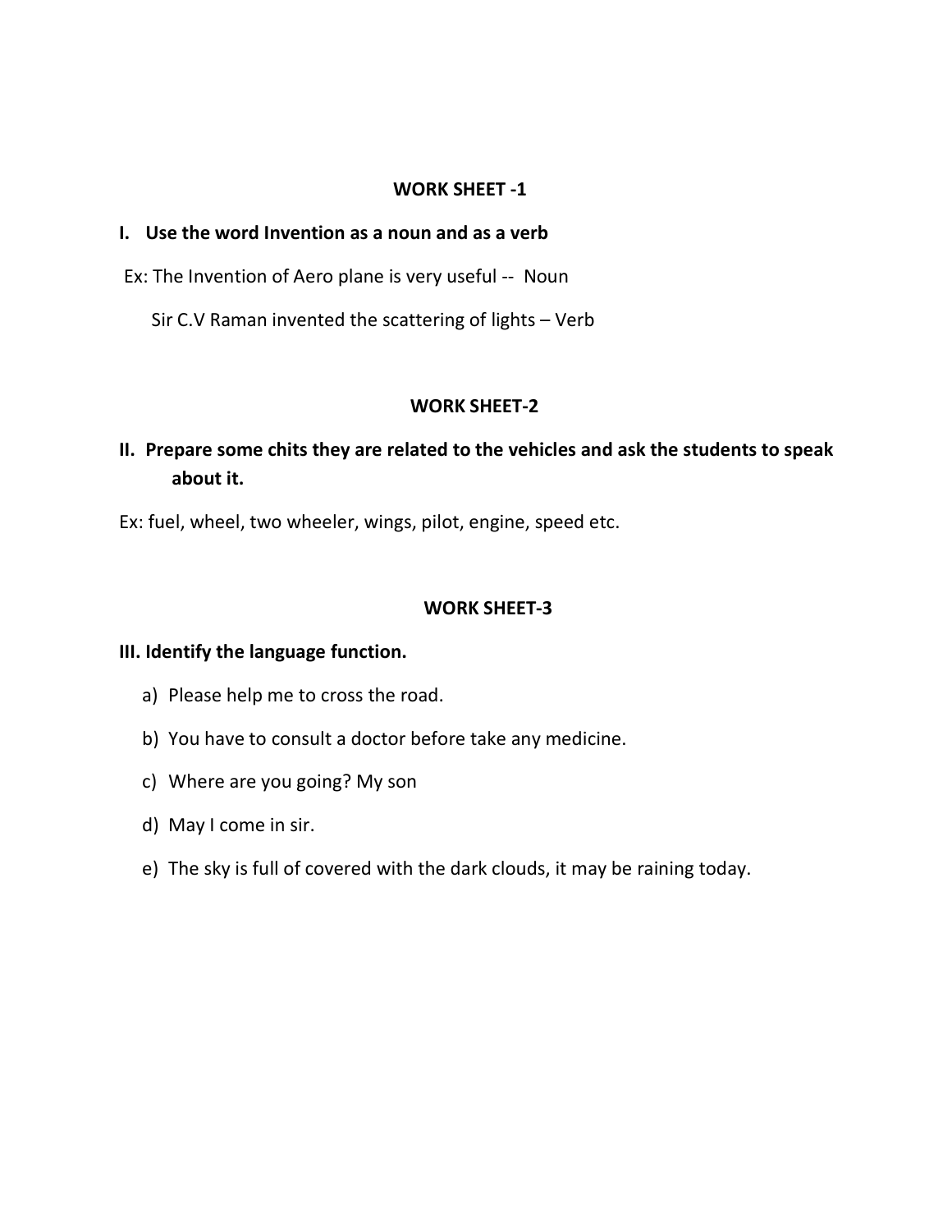## WORK SHEET -1

**I. Use the word Invention as a noun and as a verb**

Ex: The Invention of Aero plane is very useful -- Noun

Sir C.V Raman invented the scattering of lights – Verb

## WORK SHEET-2

**II. Prepare some chits they are related to the vehicles and ask the students to speak about it.**

Ex: fuel, wheel, two wheeler, wings, pilot, engine, speed etc.

## WORK SHEET-3

**III. Identify the language function.**

a) Please help me to cross the road.

b) You have to consult a doctor before take any medicine.

c) Where are you going? My son

d) May I come in sir.

e) The sky is full of covered with the dark clouds, it may be raining today.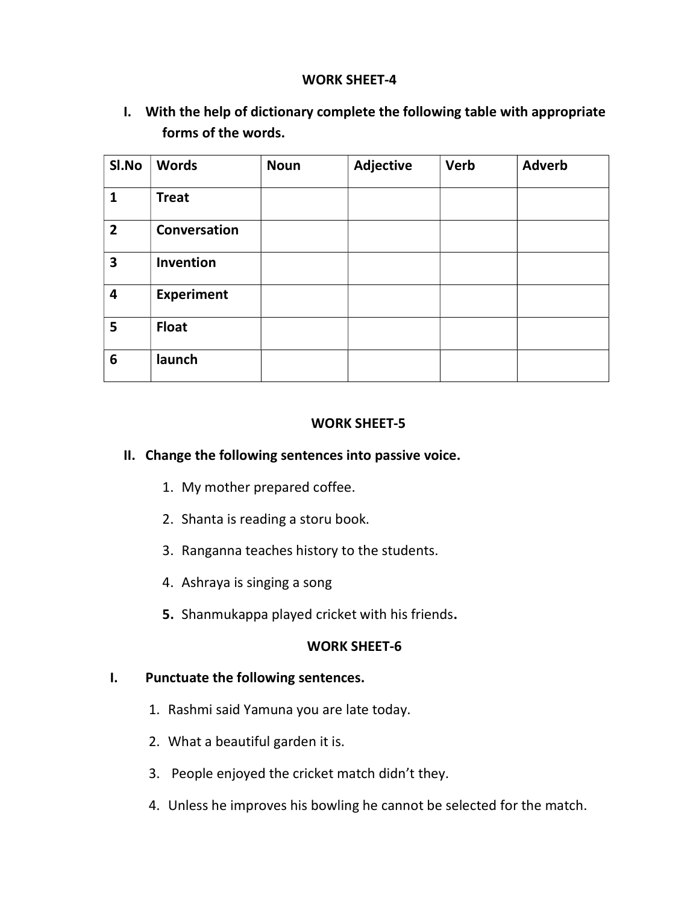## WORK SHEET-4

**I. With the help of dictionary complete the following table with appropriate forms of the words.**

| Sl.No | Words | Noun | Adjective | Verb | Adverb |
|---|---|---|---|---|---|
| 1 | **Treat** | | | | |
| 2 | **Conversation** | | | | |
| 3 | **Invention** | | | | |
| 4 | **Experiment** | | | | |
| 5 | **Float** | | | | |
| 6 | **launch** | | | | |

## WORK SHEET-5

**II. Change the following sentences into passive voice.**

1. My mother prepared coffee.
2. Shanta is reading a storu book.
3. Ranganna teaches history to the students.
4. Ashraya is singing a song
5. Shanmukappa played cricket with his friends.

## WORK SHEET-6

**I. Punctuate the following sentences.**

1. Rashmi said Yamuna you are late today.
2. What a beautiful garden it is.
3. People enjoyed the cricket match didn't they.
4. Unless he improves his bowling he cannot be selected for the match.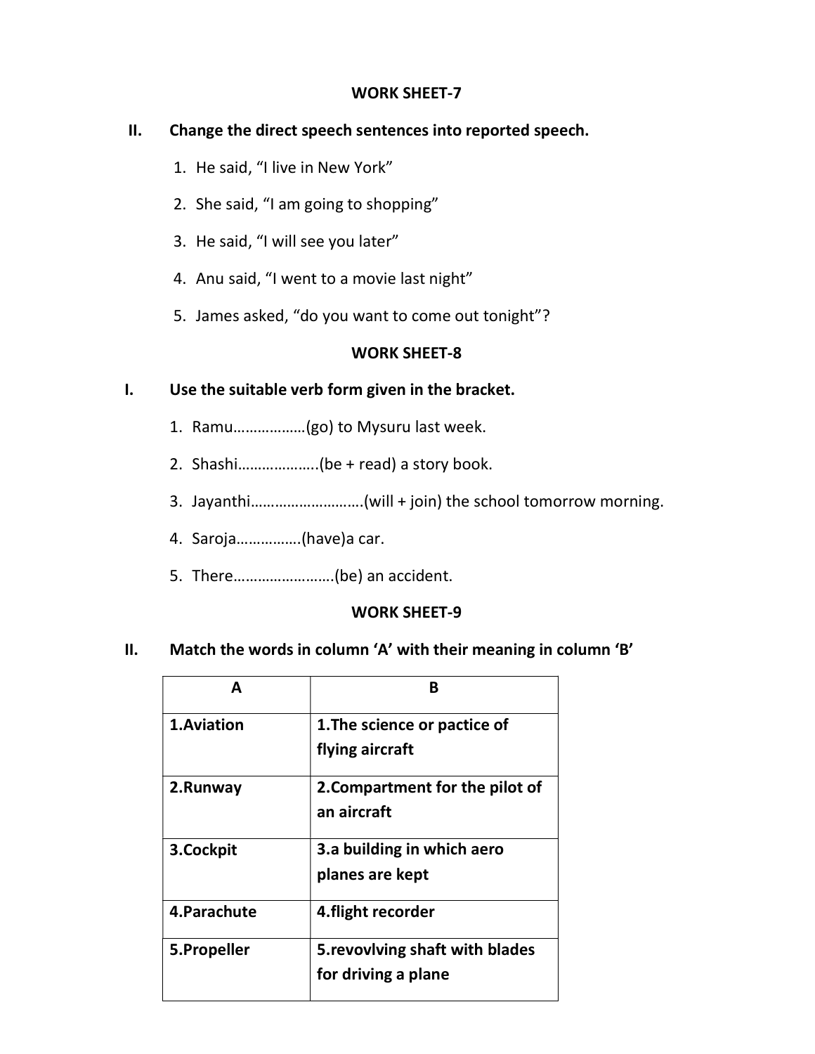## WORK SHEET-7

**II. Change the direct speech sentences into reported speech.**

1. He said, “I live in New York”
2. She said, “I am going to shopping”
3. He said, “I will see you later”
4. Anu said, “I went to a movie last night”
5. James asked, “do you want to come out tonight”?

## WORK SHEET-8

**I. Use the suitable verb form given in the bracket.**

1. Ramu………………(go) to Mysuru last week.
2. Shashi………………..(be + read) a story book.
3. Jayanthi……………………….(will + join) the school tomorrow morning.
4. Saroja…………….(have)a car.
5. There…………………….(be) an accident.

## WORK SHEET-9

**II. Match the words in column ‘A’ with their meaning in column ‘B’**

| A | B |
|---|---|
| **1.Aviation** | **1.The science or pactice of flying aircraft** |
| **2.Runway** | **2.Compartment for the pilot of an aircraft** |
| **3.Cockpit** | **3.a building in which aero planes are kept** |
| **4.Parachute** | **4.flight recorder** |
| **5.Propeller** | **5.revovlving shaft with blades for driving a plane** |